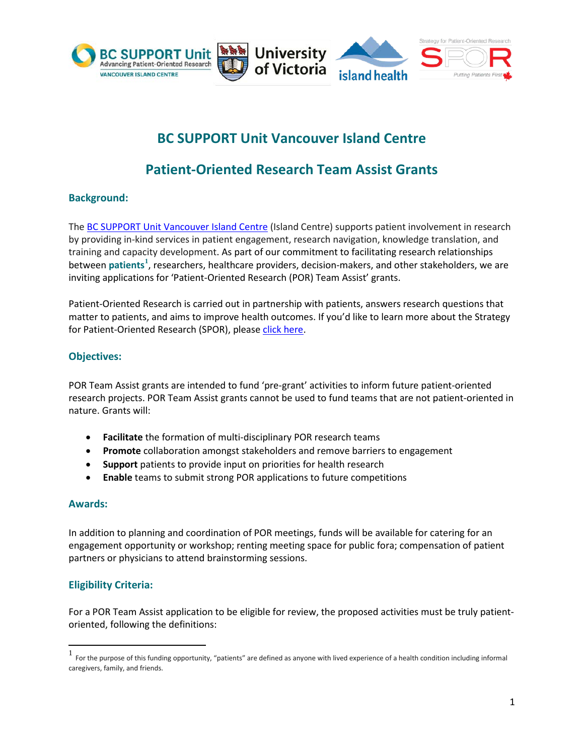# BC SUPPORT Unit Vancouver Island Centre

## Patient-Oriented Research Team Assist Grants

### Background:

The BC SUPPORT Unit Vancouver Island Centre (Island Centre) supports patient involvement in research by providing in-kind services in patient engagement, research navigation, knowledge translation, and training and capacity development. As part of our commitment to facilitating research relationships between **patients**[1], researchers, healthcare providers, decision-makers, and other stakeholders, we are inviting applications for 'Patient-Oriented Research (POR) Team Assist' grants.

Patient-Oriented Research is carried out in partnership with patients, answers research questions that matter to patients, and aims to improve health outcomes. If you'd like to learn more about the Strategy for Patient-Oriented Research (SPOR), please click here.

### Objectives:

POR Team Assist grants are intended to fund 'pre-grant' activities to inform future patient-oriented research projects. POR Team Assist grants cannot be used to fund teams that are not patient-oriented in nature. Grants will:

- **Facilitate** the formation of multi-disciplinary POR research teams
- **Promote** collaboration amongst stakeholders and remove barriers to engagement
- **Support** patients to provide input on priorities for health research
- **Enable** teams to submit strong POR applications to future competitions

### Awards:

In addition to planning and coordination of POR meetings, funds will be available for catering for an engagement opportunity or workshop; renting meeting space for public fora; compensation of patient partners or physicians to attend brainstorming sessions.

### Eligibility Criteria:

For a POR Team Assist application to be eligible for review, the proposed activities must be truly patient-oriented, following the definitions:

[1] For the purpose of this funding opportunity, "patients" are defined as anyone with lived experience of a health condition including informal caregivers, family, and friends.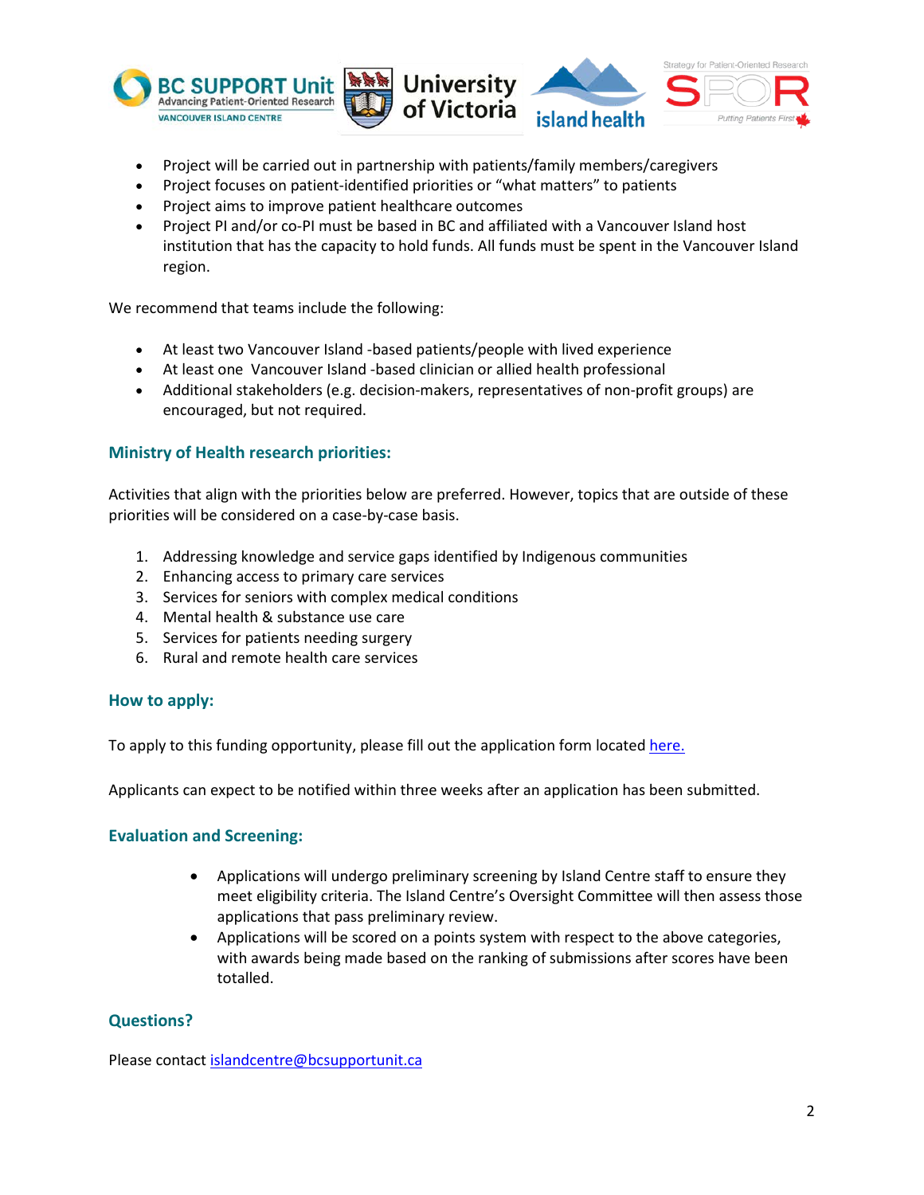- Project will be carried out in partnership with patients/family members/caregivers
- Project focuses on patient-identified priorities or "what matters" to patients
- Project aims to improve patient healthcare outcomes
- Project PI and/or co-PI must be based in BC and affiliated with a Vancouver Island host institution that has the capacity to hold funds. All funds must be spent in the Vancouver Island region.

We recommend that teams include the following:

- At least two Vancouver Island -based patients/people with lived experience
- At least one Vancouver Island -based clinician or allied health professional
- Additional stakeholders (e.g. decision-makers, representatives of non-profit groups) are encouraged, but not required.

### Ministry of Health research priorities:

Activities that align with the priorities below are preferred. However, topics that are outside of these priorities will be considered on a case-by-case basis.

1. Addressing knowledge and service gaps identified by Indigenous communities
2. Enhancing access to primary care services
3. Services for seniors with complex medical conditions
4. Mental health & substance use care
5. Services for patients needing surgery
6. Rural and remote health care services

### How to apply:

To apply to this funding opportunity, please fill out the application form located here.

Applicants can expect to be notified within three weeks after an application has been submitted.

### Evaluation and Screening:

- Applications will undergo preliminary screening by Island Centre staff to ensure they meet eligibility criteria. The Island Centre's Oversight Committee will then assess those applications that pass preliminary review.
- Applications will be scored on a points system with respect to the above categories, with awards being made based on the ranking of submissions after scores have been totalled.

### Questions?

Please contact islandcentre@bcsupportunit.ca